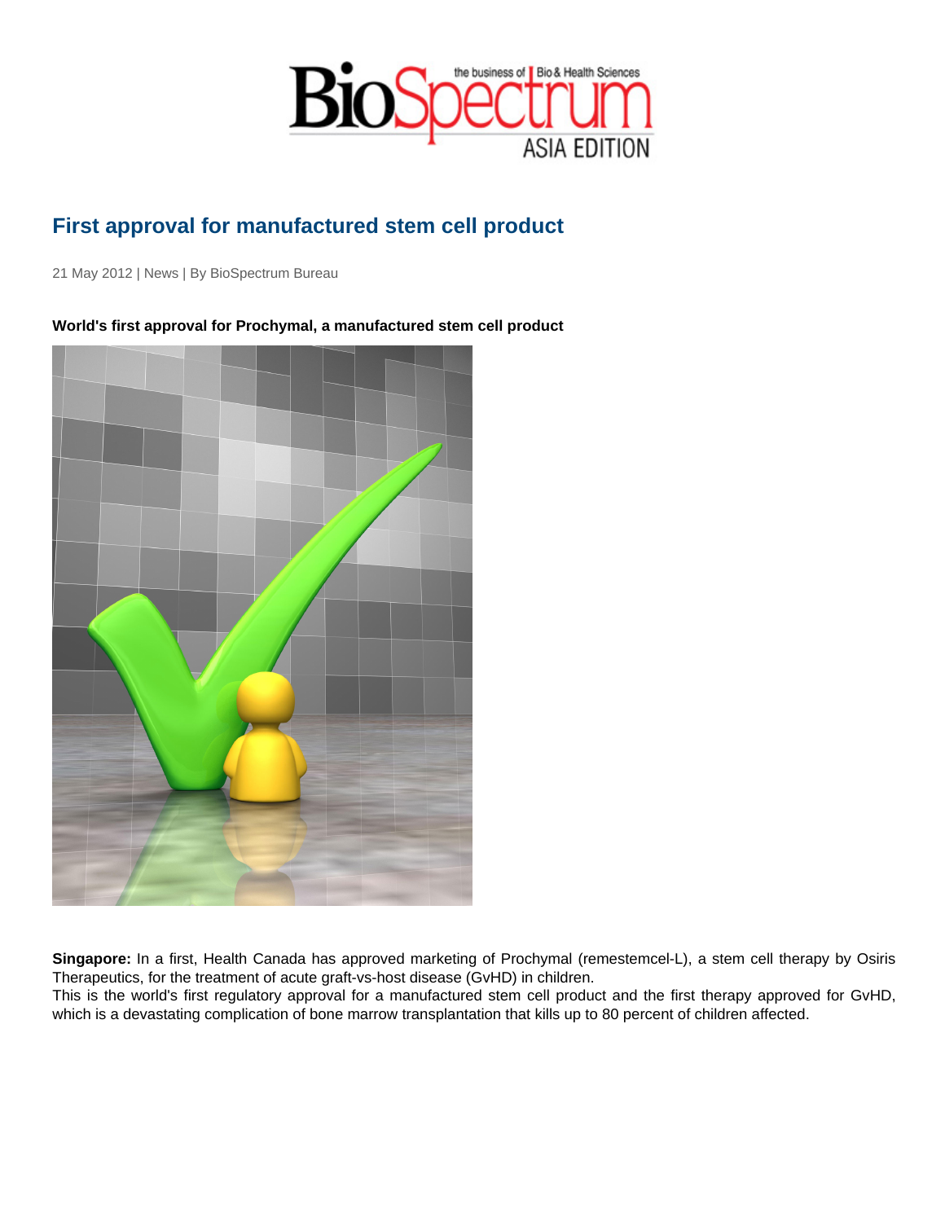# First approval for manufactured stem cell product

21 May 2012 | News | By BioSpectrum Bureau

**World's first approval for Prochymal, a manufactured stem cell product**

**Singapore:** In a first, Health Canada has approved marketing of Prochymal (remestemcel-L), a stem cell therapy by Osiris Therapeutics, for the treatment of acute graft-vs-host disease (GvHD) in children.
This is the world's first regulatory approval for a manufactured stem cell product and the first therapy approved for GvHD, which is a devastating complication of bone marrow transplantation that kills up to 80 percent of children affected.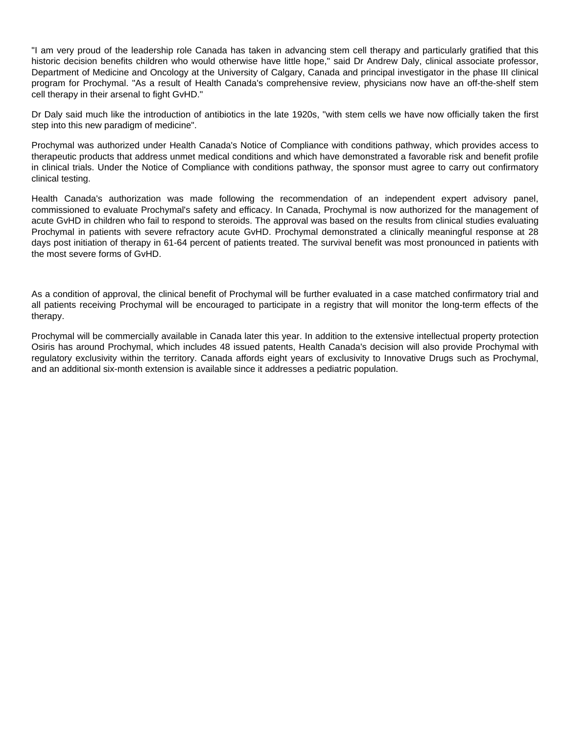"I am very proud of the leadership role Canada has taken in advancing stem cell therapy and particularly gratified that this historic decision benefits children who would otherwise have little hope," said Dr Andrew Daly, clinical associate professor, Department of Medicine and Oncology at the University of Calgary, Canada and principal investigator in the phase III clinical program for Prochymal. "As a result of Health Canada's comprehensive review, physicians now have an off-the-shelf stem cell therapy in their arsenal to fight GvHD."

Dr Daly said much like the introduction of antibiotics in the late 1920s, "with stem cells we have now officially taken the first step into this new paradigm of medicine".

Prochymal was authorized under Health Canada's Notice of Compliance with conditions pathway, which provides access to therapeutic products that address unmet medical conditions and which have demonstrated a favorable risk and benefit profile in clinical trials. Under the Notice of Compliance with conditions pathway, the sponsor must agree to carry out confirmatory clinical testing.

Health Canada's authorization was made following the recommendation of an independent expert advisory panel, commissioned to evaluate Prochymal's safety and efficacy. In Canada, Prochymal is now authorized for the management of acute GvHD in children who fail to respond to steroids. The approval was based on the results from clinical studies evaluating Prochymal in patients with severe refractory acute GvHD. Prochymal demonstrated a clinically meaningful response at 28 days post initiation of therapy in 61-64 percent of patients treated. The survival benefit was most pronounced in patients with the most severe forms of GvHD.

As a condition of approval, the clinical benefit of Prochymal will be further evaluated in a case matched confirmatory trial and all patients receiving Prochymal will be encouraged to participate in a registry that will monitor the long-term effects of the therapy.

Prochymal will be commercially available in Canada later this year. In addition to the extensive intellectual property protection Osiris has around Prochymal, which includes 48 issued patents, Health Canada's decision will also provide Prochymal with regulatory exclusivity within the territory. Canada affords eight years of exclusivity to Innovative Drugs such as Prochymal, and an additional six-month extension is available since it addresses a pediatric population.